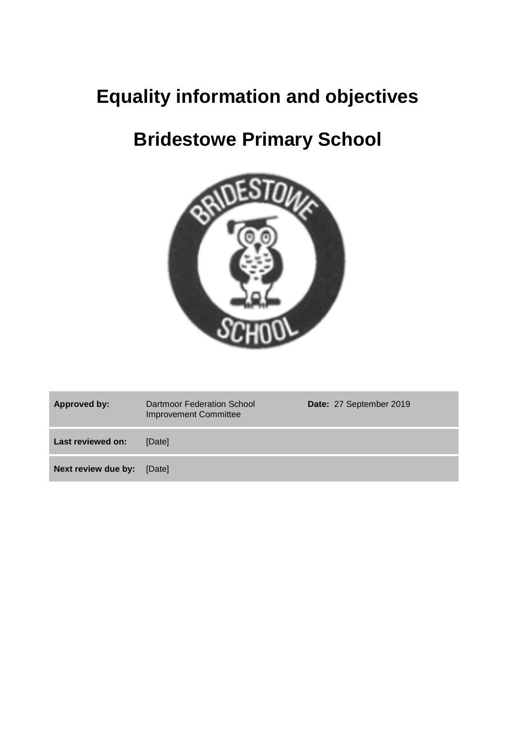# Equality information and objectives

# Bridestowe Primary School

| **Approved by:** | Dartmoor Federation School Improvement Committee | **Date:** 27 September 2019 |
|---|---|---|
| **Last reviewed on:** | [Date] | |
| **Next review due by:** | [Date] | |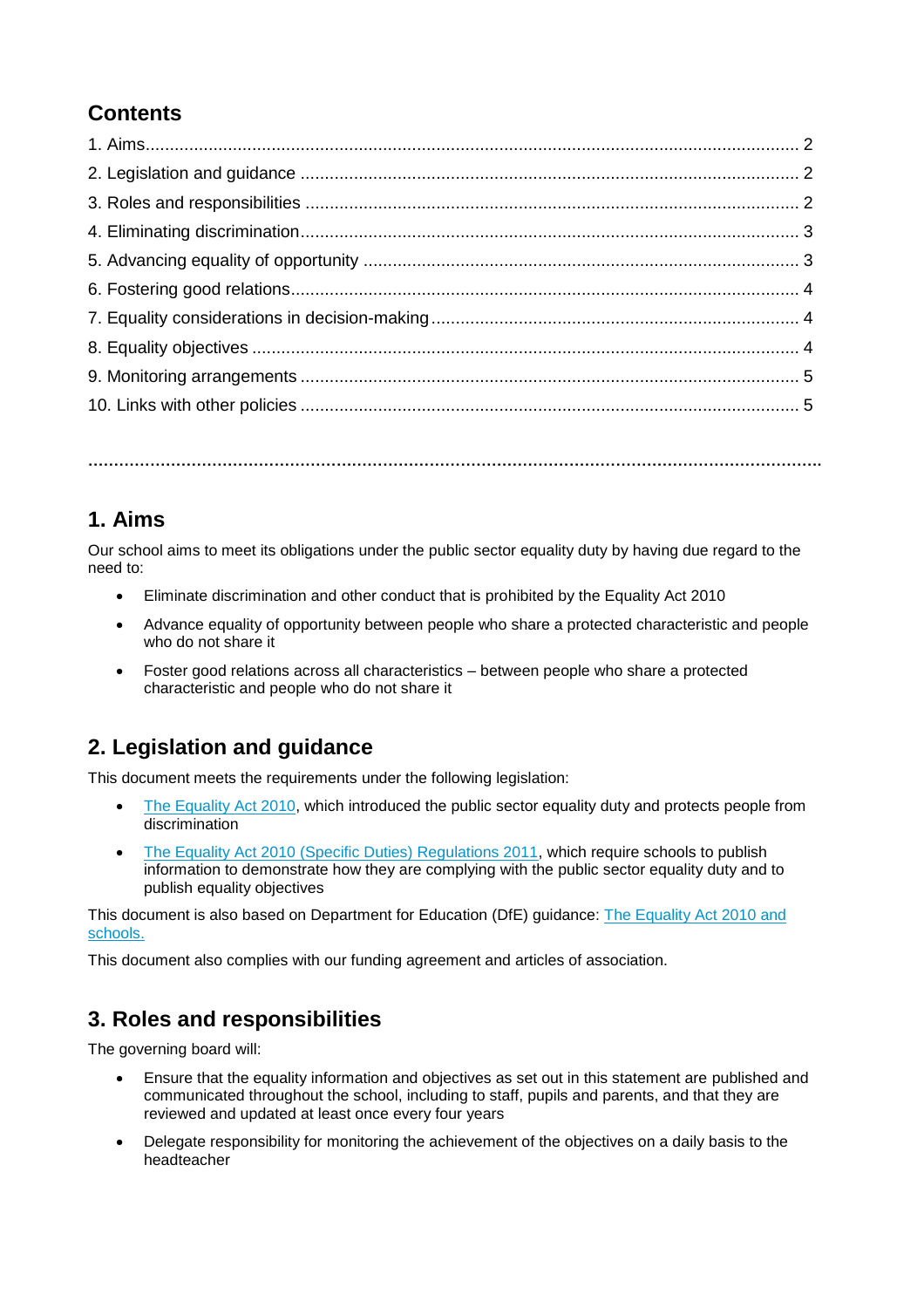## Contents

1. Aims ........ 2
2. Legislation and guidance ........ 2
3. Roles and responsibilities ........ 2
4. Eliminating discrimination ........ 3
5. Advancing equality of opportunity ........ 3
6. Fostering good relations ........ 4
7. Equality considerations in decision-making ........ 4
8. Equality objectives ........ 4
9. Monitoring arrangements ........ 5
10. Links with other policies ........ 5

---

## 1. Aims

Our school aims to meet its obligations under the public sector equality duty by having due regard to the need to:

- Eliminate discrimination and other conduct that is prohibited by the Equality Act 2010
- Advance equality of opportunity between people who share a protected characteristic and people who do not share it
- Foster good relations across all characteristics – between people who share a protected characteristic and people who do not share it

## 2. Legislation and guidance

This document meets the requirements under the following legislation:

- The Equality Act 2010, which introduced the public sector equality duty and protects people from discrimination
- The Equality Act 2010 (Specific Duties) Regulations 2011, which require schools to publish information to demonstrate how they are complying with the public sector equality duty and to publish equality objectives

This document is also based on Department for Education (DfE) guidance: The Equality Act 2010 and schools.

This document also complies with our funding agreement and articles of association.

## 3. Roles and responsibilities

The governing board will:

- Ensure that the equality information and objectives as set out in this statement are published and communicated throughout the school, including to staff, pupils and parents, and that they are reviewed and updated at least once every four years
- Delegate responsibility for monitoring the achievement of the objectives on a daily basis to the headteacher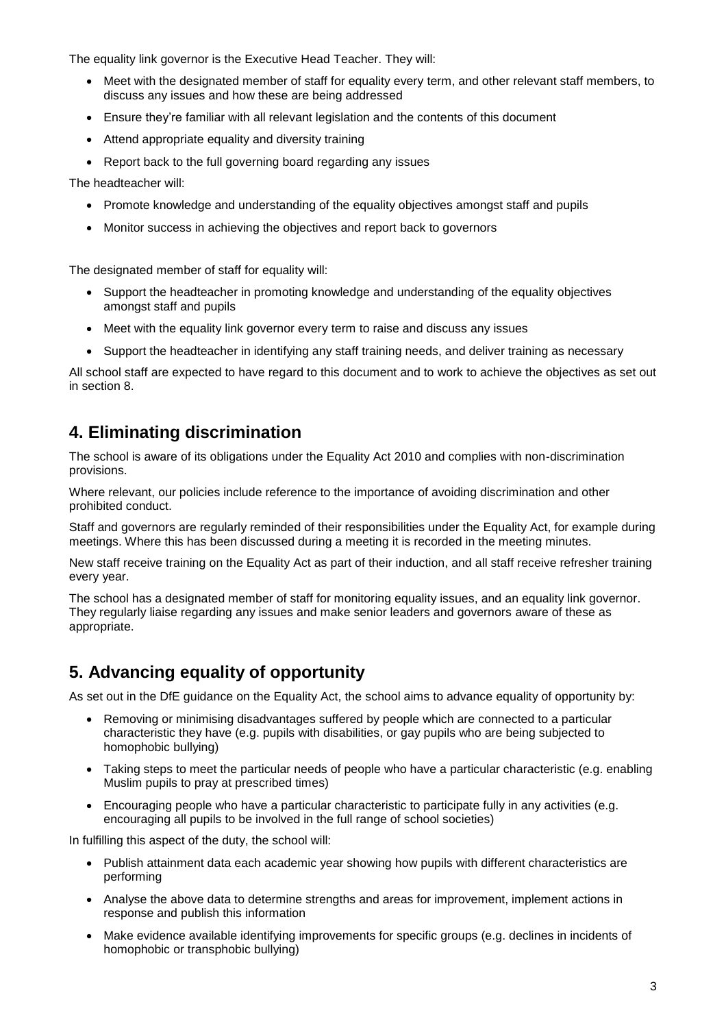The equality link governor is the Executive Head Teacher. They will:

- Meet with the designated member of staff for equality every term, and other relevant staff members, to discuss any issues and how these are being addressed
- Ensure they're familiar with all relevant legislation and the contents of this document
- Attend appropriate equality and diversity training
- Report back to the full governing board regarding any issues

The headteacher will:

- Promote knowledge and understanding of the equality objectives amongst staff and pupils
- Monitor success in achieving the objectives and report back to governors

The designated member of staff for equality will:

- Support the headteacher in promoting knowledge and understanding of the equality objectives amongst staff and pupils
- Meet with the equality link governor every term to raise and discuss any issues
- Support the headteacher in identifying any staff training needs, and deliver training as necessary

All school staff are expected to have regard to this document and to work to achieve the objectives as set out in section 8.

## 4. Eliminating discrimination

The school is aware of its obligations under the Equality Act 2010 and complies with non-discrimination provisions.

Where relevant, our policies include reference to the importance of avoiding discrimination and other prohibited conduct.

Staff and governors are regularly reminded of their responsibilities under the Equality Act, for example during meetings. Where this has been discussed during a meeting it is recorded in the meeting minutes.

New staff receive training on the Equality Act as part of their induction, and all staff receive refresher training every year.

The school has a designated member of staff for monitoring equality issues, and an equality link governor. They regularly liaise regarding any issues and make senior leaders and governors aware of these as appropriate.

## 5. Advancing equality of opportunity

As set out in the DfE guidance on the Equality Act, the school aims to advance equality of opportunity by:

- Removing or minimising disadvantages suffered by people which are connected to a particular characteristic they have (e.g. pupils with disabilities, or gay pupils who are being subjected to homophobic bullying)
- Taking steps to meet the particular needs of people who have a particular characteristic (e.g. enabling Muslim pupils to pray at prescribed times)
- Encouraging people who have a particular characteristic to participate fully in any activities (e.g. encouraging all pupils to be involved in the full range of school societies)

In fulfilling this aspect of the duty, the school will:

- Publish attainment data each academic year showing how pupils with different characteristics are performing
- Analyse the above data to determine strengths and areas for improvement, implement actions in response and publish this information
- Make evidence available identifying improvements for specific groups (e.g. declines in incidents of homophobic or transphobic bullying)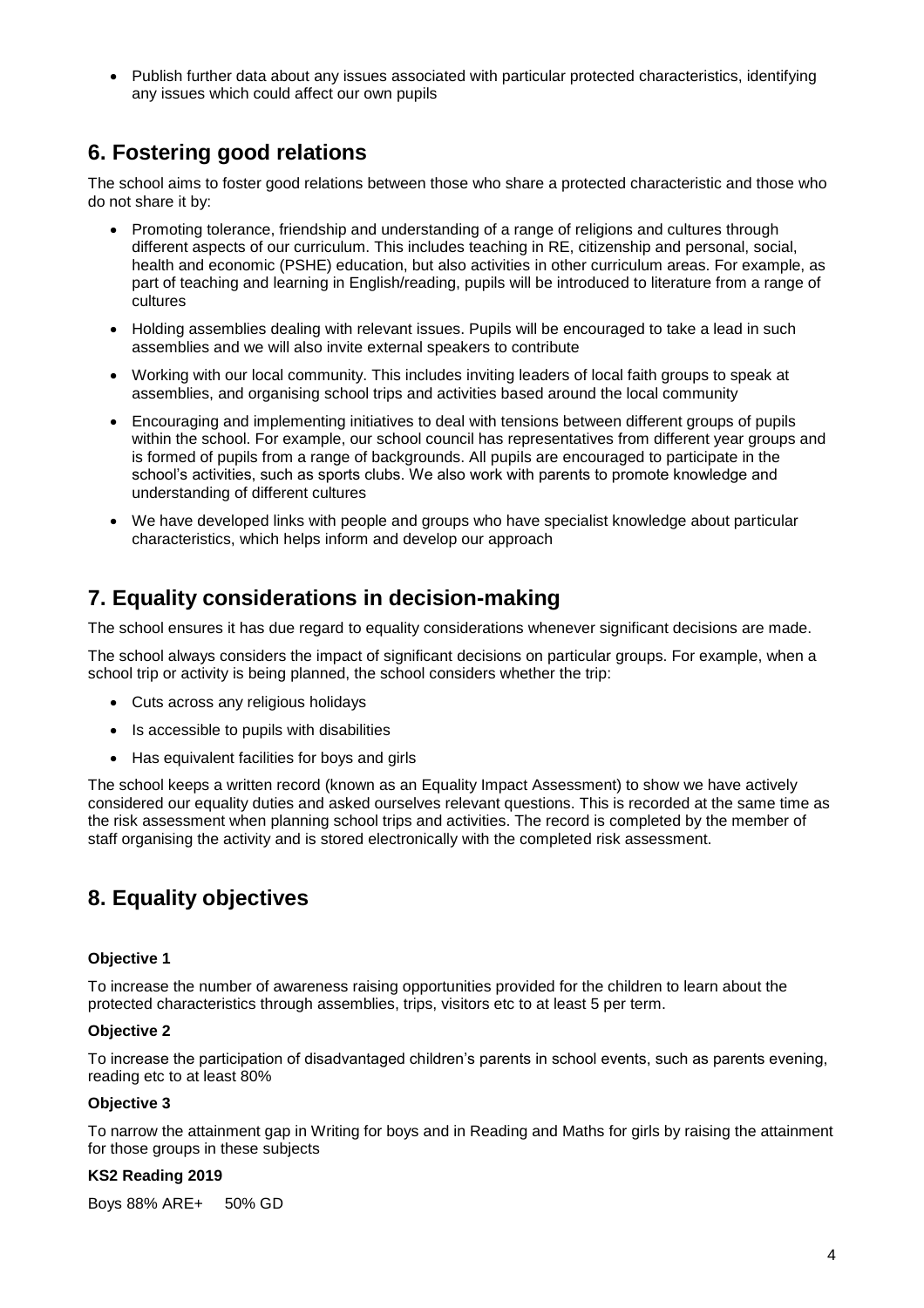- Publish further data about any issues associated with particular protected characteristics, identifying any issues which could affect our own pupils

## 6. Fostering good relations

The school aims to foster good relations between those who share a protected characteristic and those who do not share it by:

- Promoting tolerance, friendship and understanding of a range of religions and cultures through different aspects of our curriculum. This includes teaching in RE, citizenship and personal, social, health and economic (PSHE) education, but also activities in other curriculum areas. For example, as part of teaching and learning in English/reading, pupils will be introduced to literature from a range of cultures
- Holding assemblies dealing with relevant issues. Pupils will be encouraged to take a lead in such assemblies and we will also invite external speakers to contribute
- Working with our local community. This includes inviting leaders of local faith groups to speak at assemblies, and organising school trips and activities based around the local community
- Encouraging and implementing initiatives to deal with tensions between different groups of pupils within the school. For example, our school council has representatives from different year groups and is formed of pupils from a range of backgrounds. All pupils are encouraged to participate in the school's activities, such as sports clubs. We also work with parents to promote knowledge and understanding of different cultures
- We have developed links with people and groups who have specialist knowledge about particular characteristics, which helps inform and develop our approach

## 7. Equality considerations in decision-making

The school ensures it has due regard to equality considerations whenever significant decisions are made.

The school always considers the impact of significant decisions on particular groups. For example, when a school trip or activity is being planned, the school considers whether the trip:

- Cuts across any religious holidays
- Is accessible to pupils with disabilities
- Has equivalent facilities for boys and girls

The school keeps a written record (known as an Equality Impact Assessment) to show we have actively considered our equality duties and asked ourselves relevant questions. This is recorded at the same time as the risk assessment when planning school trips and activities. The record is completed by the member of staff organising the activity and is stored electronically with the completed risk assessment.

## 8. Equality objectives

**Objective 1**

To increase the number of awareness raising opportunities provided for the children to learn about the protected characteristics through assemblies, trips, visitors etc to at least 5 per term.

**Objective 2**

To increase the participation of disadvantaged children's parents in school events, such as parents evening, reading etc to at least 80%

**Objective 3**

To narrow the attainment gap in Writing for boys and in Reading and Maths for girls by raising the attainment for those groups in these subjects

**KS2 Reading 2019**

Boys 88% ARE+     50% GD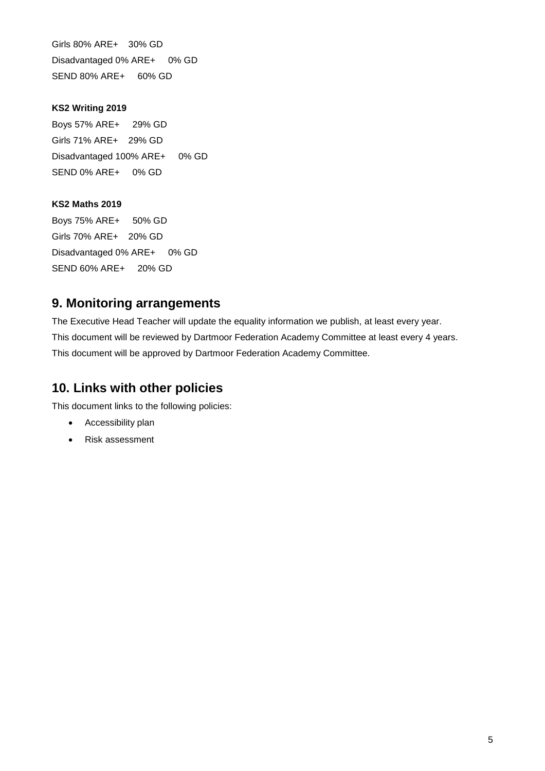Girls 80% ARE+ 30% GD

Disadvantaged 0% ARE+ 0% GD

SEND 80% ARE+ 60% GD

**KS2 Writing 2019**

Boys 57% ARE+ 29% GD

Girls 71% ARE+ 29% GD

Disadvantaged 100% ARE+ 0% GD

SEND 0% ARE+ 0% GD

**KS2 Maths 2019**

Boys 75% ARE+ 50% GD

Girls 70% ARE+ 20% GD

Disadvantaged 0% ARE+ 0% GD

SEND 60% ARE+ 20% GD

## 9. Monitoring arrangements

The Executive Head Teacher will update the equality information we publish, at least every year.

This document will be reviewed by Dartmoor Federation Academy Committee at least every 4 years.

This document will be approved by Dartmoor Federation Academy Committee.

## 10. Links with other policies

This document links to the following policies:

- Accessibility plan
- Risk assessment